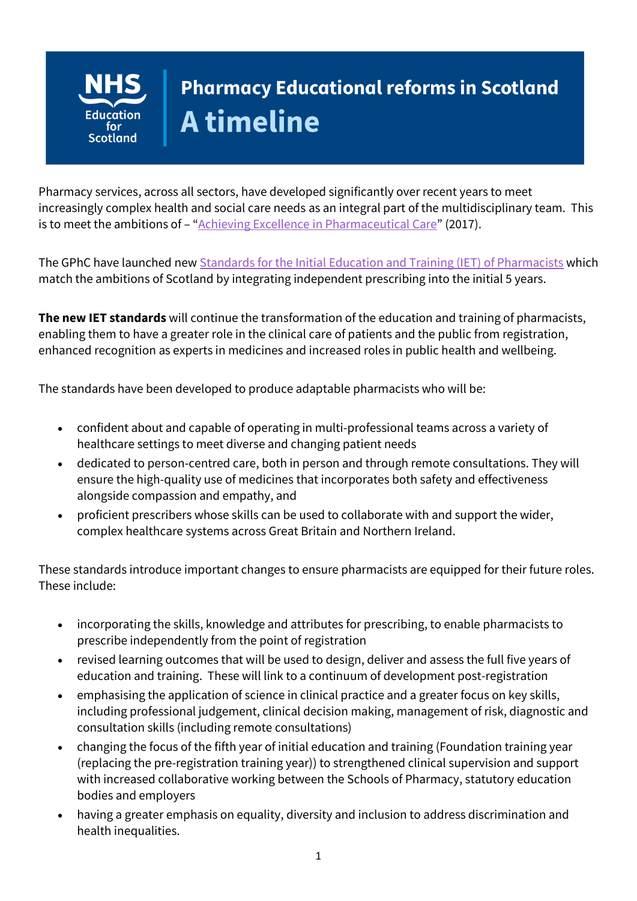NHS Education for Scotland

# Pharmacy Educational reforms in Scotland

## A timeline

Pharmacy services, across all sectors, have developed significantly over recent years to meet increasingly complex health and social care needs as an integral part of the multidisciplinary team. This is to meet the ambitions of – "Achieving Excellence in Pharmaceutical Care" (2017).

The GPhC have launched new Standards for the Initial Education and Training (IET) of Pharmacists which match the ambitions of Scotland by integrating independent prescribing into the initial 5 years.

**The new IET standards** will continue the transformation of the education and training of pharmacists, enabling them to have a greater role in the clinical care of patients and the public from registration, enhanced recognition as experts in medicines and increased roles in public health and wellbeing.

The standards have been developed to produce adaptable pharmacists who will be:

- confident about and capable of operating in multi-professional teams across a variety of healthcare settings to meet diverse and changing patient needs
- dedicated to person-centred care, both in person and through remote consultations. They will ensure the high-quality use of medicines that incorporates both safety and effectiveness alongside compassion and empathy, and
- proficient prescribers whose skills can be used to collaborate with and support the wider, complex healthcare systems across Great Britain and Northern Ireland.

These standards introduce important changes to ensure pharmacists are equipped for their future roles. These include:

- incorporating the skills, knowledge and attributes for prescribing, to enable pharmacists to prescribe independently from the point of registration
- revised learning outcomes that will be used to design, deliver and assess the full five years of education and training. These will link to a continuum of development post-registration
- emphasising the application of science in clinical practice and a greater focus on key skills, including professional judgement, clinical decision making, management of risk, diagnostic and consultation skills (including remote consultations)
- changing the focus of the fifth year of initial education and training (Foundation training year (replacing the pre-registration training year)) to strengthened clinical supervision and support with increased collaborative working between the Schools of Pharmacy, statutory education bodies and employers
- having a greater emphasis on equality, diversity and inclusion to address discrimination and health inequalities.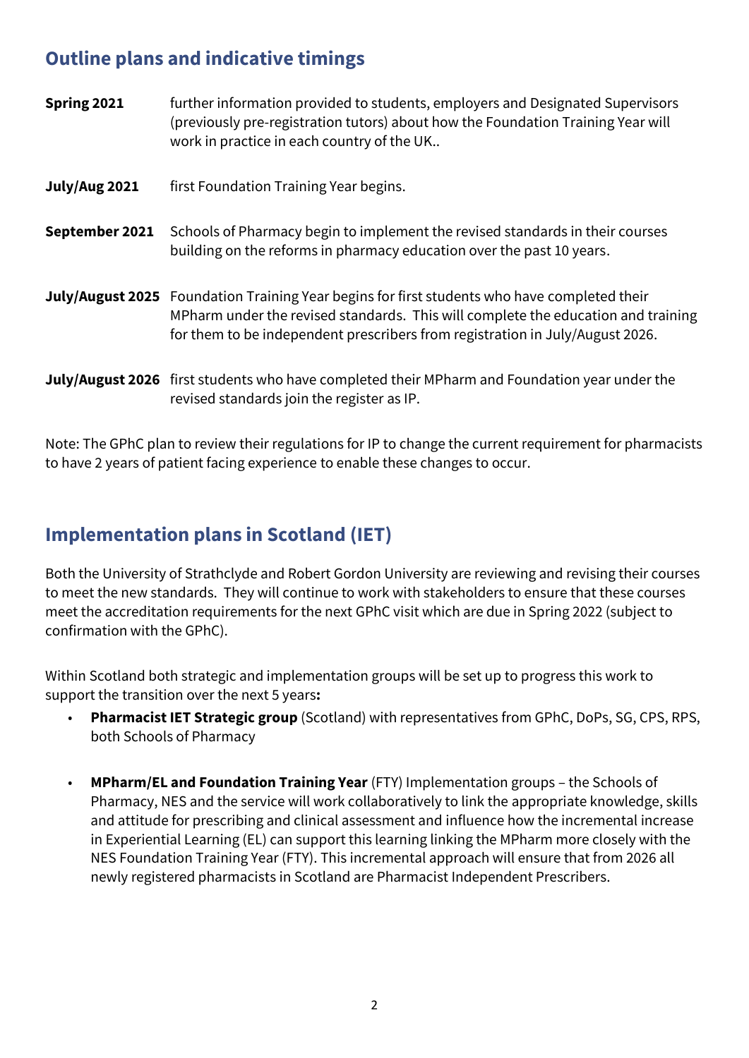## Outline plans and indicative timings

**Spring 2021** further information provided to students, employers and Designated Supervisors (previously pre-registration tutors) about how the Foundation Training Year will work in practice in each country of the UK..

**July/Aug 2021** first Foundation Training Year begins.

**September 2021** Schools of Pharmacy begin to implement the revised standards in their courses building on the reforms in pharmacy education over the past 10 years.

**July/August 2025** Foundation Training Year begins for first students who have completed their MPharm under the revised standards. This will complete the education and training for them to be independent prescribers from registration in July/August 2026.

**July/August 2026** first students who have completed their MPharm and Foundation year under the revised standards join the register as IP.

Note: The GPhC plan to review their regulations for IP to change the current requirement for pharmacists to have 2 years of patient facing experience to enable these changes to occur.

## Implementation plans in Scotland (IET)

Both the University of Strathclyde and Robert Gordon University are reviewing and revising their courses to meet the new standards. They will continue to work with stakeholders to ensure that these courses meet the accreditation requirements for the next GPhC visit which are due in Spring 2022 (subject to confirmation with the GPhC).

Within Scotland both strategic and implementation groups will be set up to progress this work to support the transition over the next 5 years**:**

- **Pharmacist IET Strategic group** (Scotland) with representatives from GPhC, DoPs, SG, CPS, RPS, both Schools of Pharmacy

- **MPharm/EL and Foundation Training Year** (FTY) Implementation groups – the Schools of Pharmacy, NES and the service will work collaboratively to link the appropriate knowledge, skills and attitude for prescribing and clinical assessment and influence how the incremental increase in Experiential Learning (EL) can support this learning linking the MPharm more closely with the NES Foundation Training Year (FTY). This incremental approach will ensure that from 2026 all newly registered pharmacists in Scotland are Pharmacist Independent Prescribers.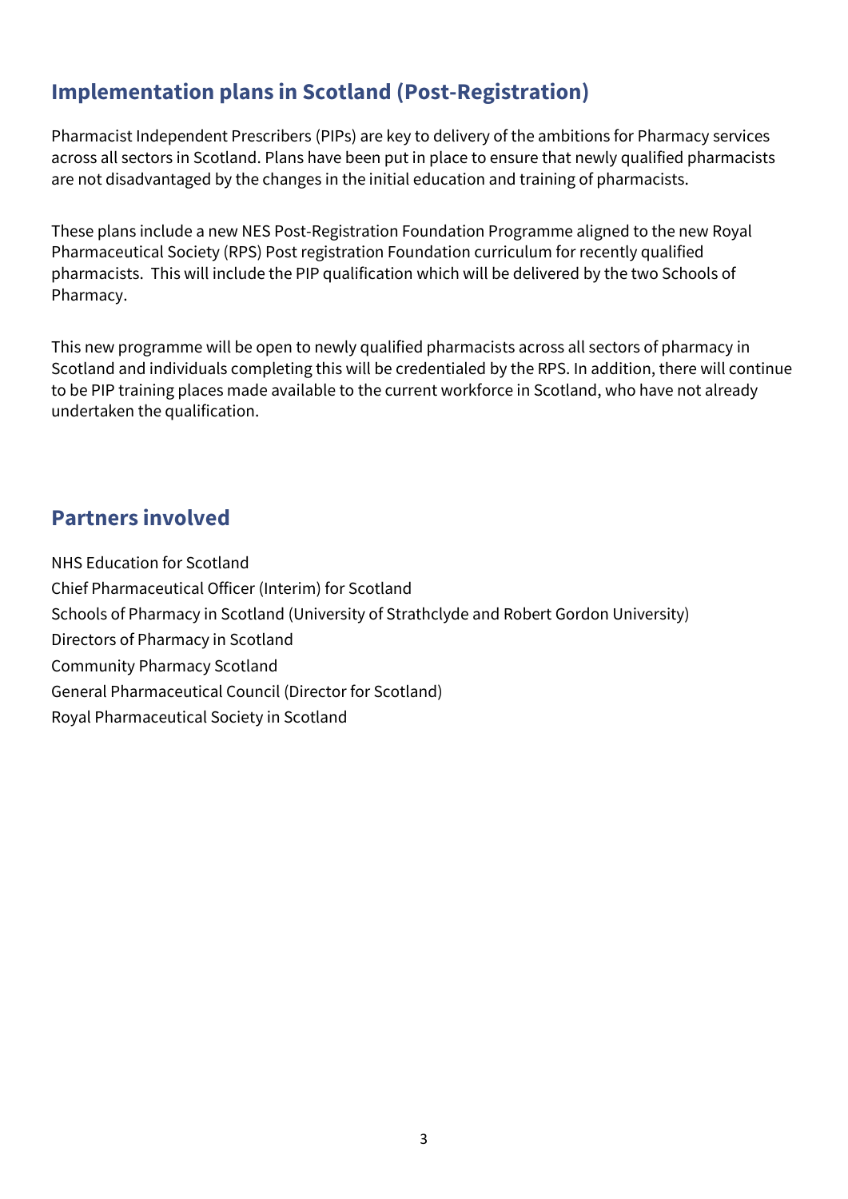## Implementation plans in Scotland (Post-Registration)

Pharmacist Independent Prescribers (PIPs) are key to delivery of the ambitions for Pharmacy services across all sectors in Scotland. Plans have been put in place to ensure that newly qualified pharmacists are not disadvantaged by the changes in the initial education and training of pharmacists.

These plans include a new NES Post-Registration Foundation Programme aligned to the new Royal Pharmaceutical Society (RPS) Post registration Foundation curriculum for recently qualified pharmacists. This will include the PIP qualification which will be delivered by the two Schools of Pharmacy.

This new programme will be open to newly qualified pharmacists across all sectors of pharmacy in Scotland and individuals completing this will be credentialed by the RPS. In addition, there will continue to be PIP training places made available to the current workforce in Scotland, who have not already undertaken the qualification.

## Partners involved

NHS Education for Scotland
Chief Pharmaceutical Officer (Interim) for Scotland
Schools of Pharmacy in Scotland (University of Strathclyde and Robert Gordon University)
Directors of Pharmacy in Scotland
Community Pharmacy Scotland
General Pharmaceutical Council (Director for Scotland)
Royal Pharmaceutical Society in Scotland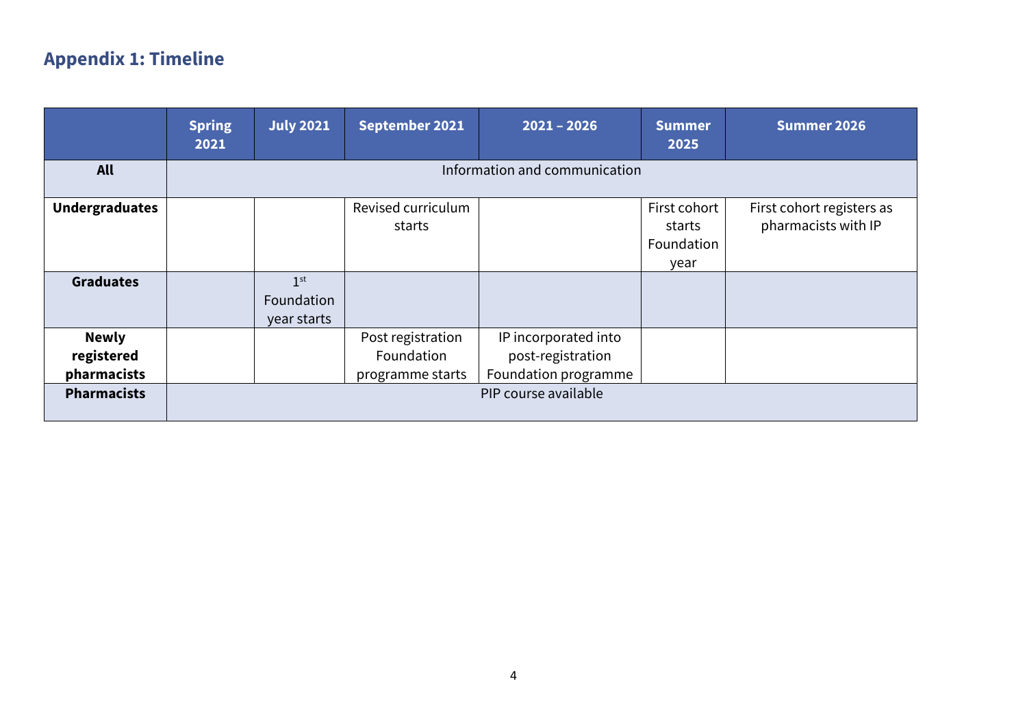## Appendix 1: Timeline

| | Spring 2021 | July 2021 | September 2021 | 2021 – 2026 | Summer 2025 | Summer 2026 |
|---|---|---|---|---|---|---|
| **All** | Information and communication | | | | | |
| **Undergraduates** | | | Revised curriculum starts | | First cohort starts Foundation year | First cohort registers as pharmacists with IP |
| **Graduates** | | 1st Foundation year starts | | | | |
| **Newly registered pharmacists** | | | Post registration Foundation programme starts | IP incorporated into post-registration Foundation programme | | |
| **Pharmacists** | PIP course available | | | | | |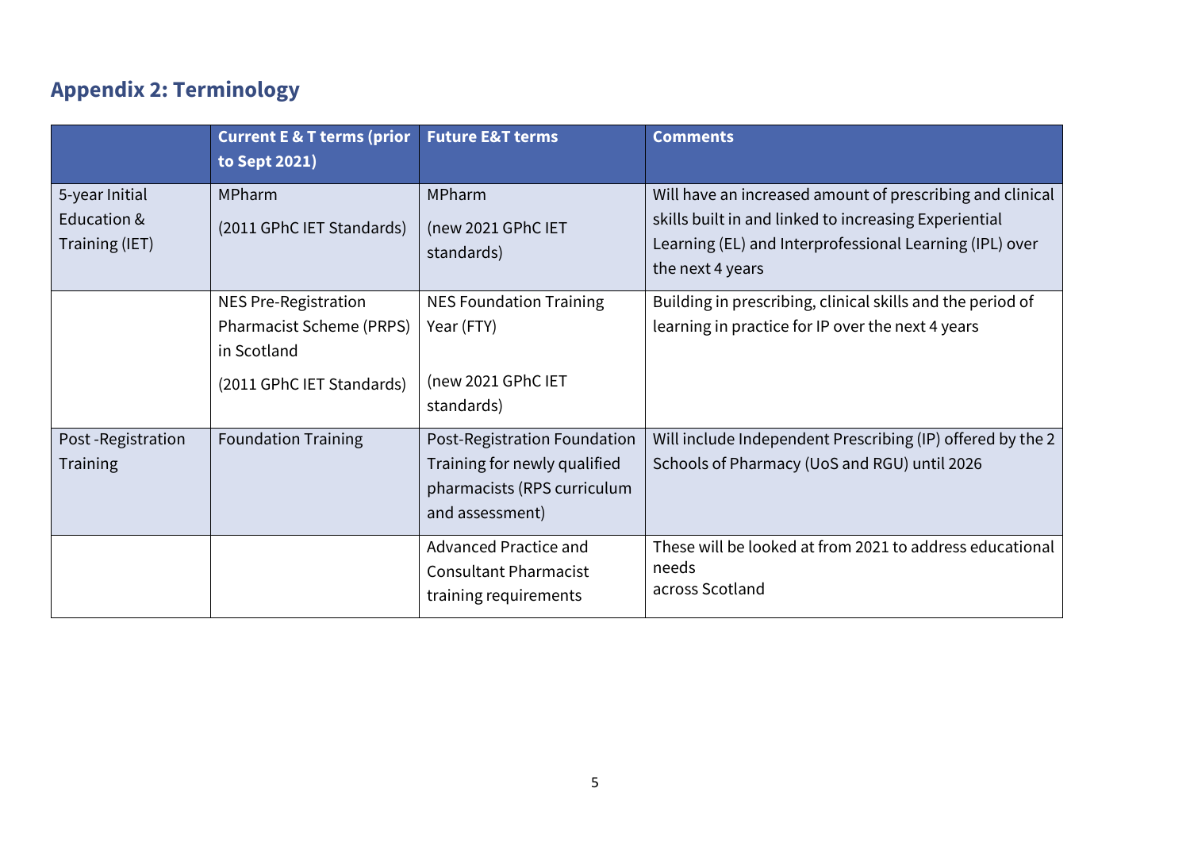## Appendix 2: Terminology

| | Current E & T terms (prior to Sept 2021) | Future E&T terms | Comments |
|---|---|---|---|
| 5-year Initial Education & Training (IET) | MPharm<br>(2011 GPhC IET Standards) | MPharm<br>(new 2021 GPhC IET standards) | Will have an increased amount of prescribing and clinical skills built in and linked to increasing Experiential Learning (EL) and Interprofessional Learning (IPL) over the next 4 years |
| | NES Pre-Registration Pharmacist Scheme (PRPS) in Scotland<br>(2011 GPhC IET Standards) | NES Foundation Training Year (FTY)<br>(new 2021 GPhC IET standards) | Building in prescribing, clinical skills and the period of learning in practice for IP over the next 4 years |
| Post -Registration Training | Foundation Training | Post-Registration Foundation Training for newly qualified pharmacists (RPS curriculum and assessment) | Will include Independent Prescribing (IP) offered by the 2 Schools of Pharmacy (UoS and RGU) until 2026 |
| | | Advanced Practice and Consultant Pharmacist training requirements | These will be looked at from 2021 to address educational needs across Scotland |